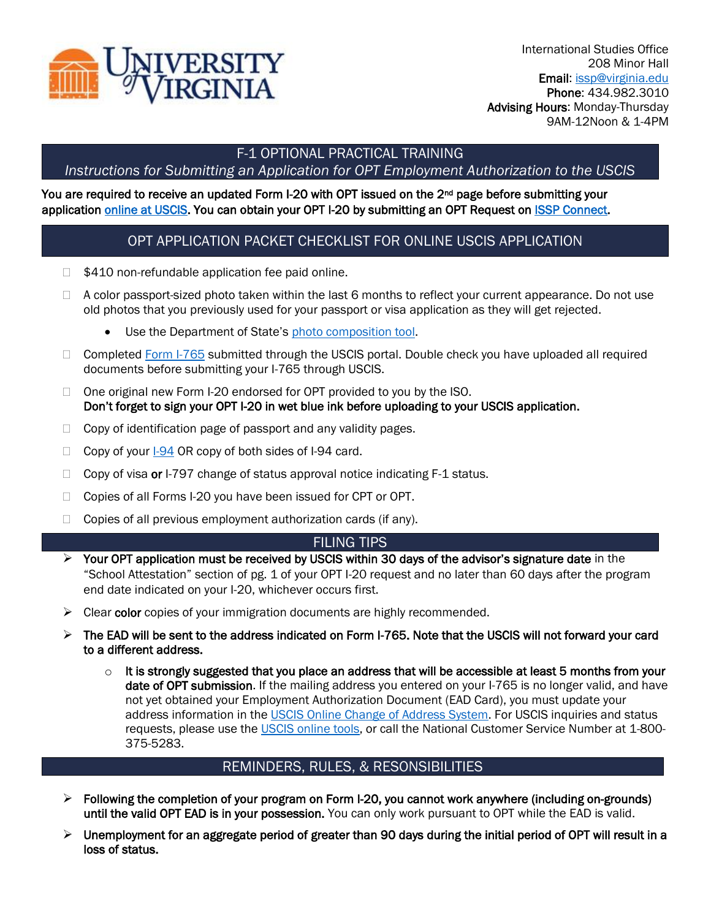International Studies Office
208 Minor Hall
**Email**: issp@virginia.edu
**Phone**: 434.982.3010
**Advising Hours**: Monday-Thursday
9AM-12Noon & 1-4PM

# F-1 OPTIONAL PRACTICAL TRAINING

*Instructions for Submitting an Application for OPT Employment Authorization to the USCIS*

**You are required to receive an updated Form I-20 with OPT issued on the 2nd page before submitting your application [online at USCIS](). You can obtain your OPT I-20 by submitting an OPT Request on [ISSP Connect]().**

## OPT APPLICATION PACKET CHECKLIST FOR ONLINE USCIS APPLICATION

- ☐ $410 non-refundable application fee paid online.
- ☐ A color passport-sized photo taken within the last 6 months to reflect your current appearance. Do not use old photos that you previously used for your passport or visa application as they will get rejected.
  - Use the Department of State's [photo composition tool]().
- ☐ Completed [Form I-765]() submitted through the USCIS portal. Double check you have uploaded all required documents before submitting your I-765 through USCIS.
- ☐ One original new Form I-20 endorsed for OPT provided to you by the ISO.
  **Don't forget to sign your OPT I-20 in wet blue ink before uploading to your USCIS application.**
- ☐ Copy of identification page of passport and any validity pages.
- ☐ Copy of your [I-94]() OR copy of both sides of I-94 card.
- ☐ Copy of visa **or** I-797 change of status approval notice indicating F-1 status.
- ☐ Copies of all Forms I-20 you have been issued for CPT or OPT.
- ☐ Copies of all previous employment authorization cards (if any).

## FILING TIPS

- **Your OPT application must be received by USCIS within 30 days of the advisor's signature date** in the "School Attestation" section of pg. 1 of your OPT I-20 request and no later than 60 days after the program end date indicated on your I-20, whichever occurs first.
- Clear **color** copies of your immigration documents are highly recommended.
- **The EAD will be sent to the address indicated on Form I-765. Note that the USCIS will not forward your card to a different address.**
  - **It is strongly suggested that you place an address that will be accessible at least 5 months from your date of OPT submission**. If the mailing address you entered on your I-765 is no longer valid, and have not yet obtained your Employment Authorization Document (EAD Card), you must update your address information in the [USCIS Online Change of Address System](). For USCIS inquiries and status requests, please use the [USCIS online tools](), or call the National Customer Service Number at 1-800-375-5283.

## REMINDERS, RULES, & RESONSIBILITIES

- **Following the completion of your program on Form I-20, you cannot work anywhere (including on-grounds) until the valid OPT EAD is in your possession.** You can only work pursuant to OPT while the EAD is valid.
- **Unemployment for an aggregate period of greater than 90 days during the initial period of OPT will result in a loss of status.**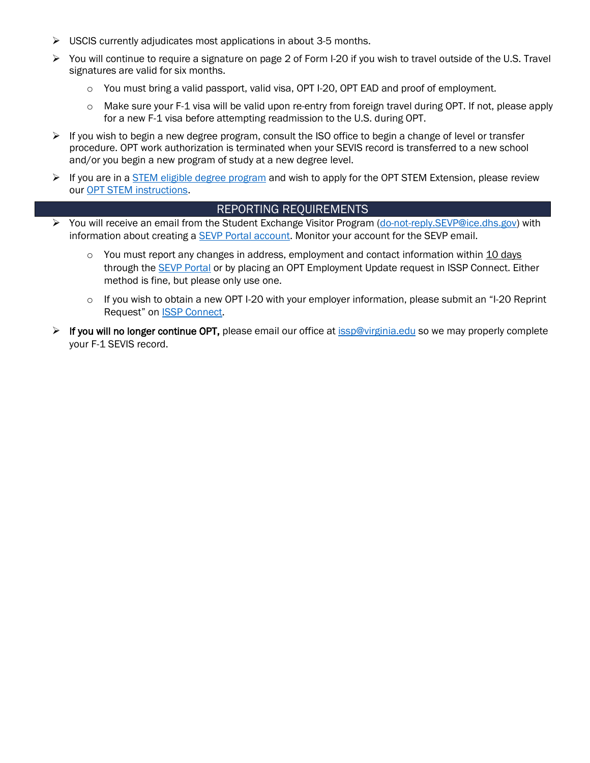- USCIS currently adjudicates most applications in about 3-5 months.
- You will continue to require a signature on page 2 of Form I-20 if you wish to travel outside of the U.S. Travel signatures are valid for six months.
  - You must bring a valid passport, valid visa, OPT I-20, OPT EAD and proof of employment.
  - Make sure your F-1 visa will be valid upon re-entry from foreign travel during OPT. If not, please apply for a new F-1 visa before attempting readmission to the U.S. during OPT.
- If you wish to begin a new degree program, consult the ISO office to begin a change of level or transfer procedure. OPT work authorization is terminated when your SEVIS record is transferred to a new school and/or you begin a new program of study at a new degree level.
- If you are in a STEM eligible degree program and wish to apply for the OPT STEM Extension, please review our OPT STEM instructions.

## REPORTING REQUIREMENTS

- You will receive an email from the Student Exchange Visitor Program (do-not-reply.SEVP@ice.dhs.gov) with information about creating a SEVP Portal account. Monitor your account for the SEVP email.
  - You must report any changes in address, employment and contact information within 10 days through the SEVP Portal or by placing an OPT Employment Update request in ISSP Connect. Either method is fine, but please only use one.
  - If you wish to obtain a new OPT I-20 with your employer information, please submit an "I-20 Reprint Request" on ISSP Connect.
- **If you will no longer continue OPT,** please email our office at issp@virginia.edu so we may properly complete your F-1 SEVIS record.